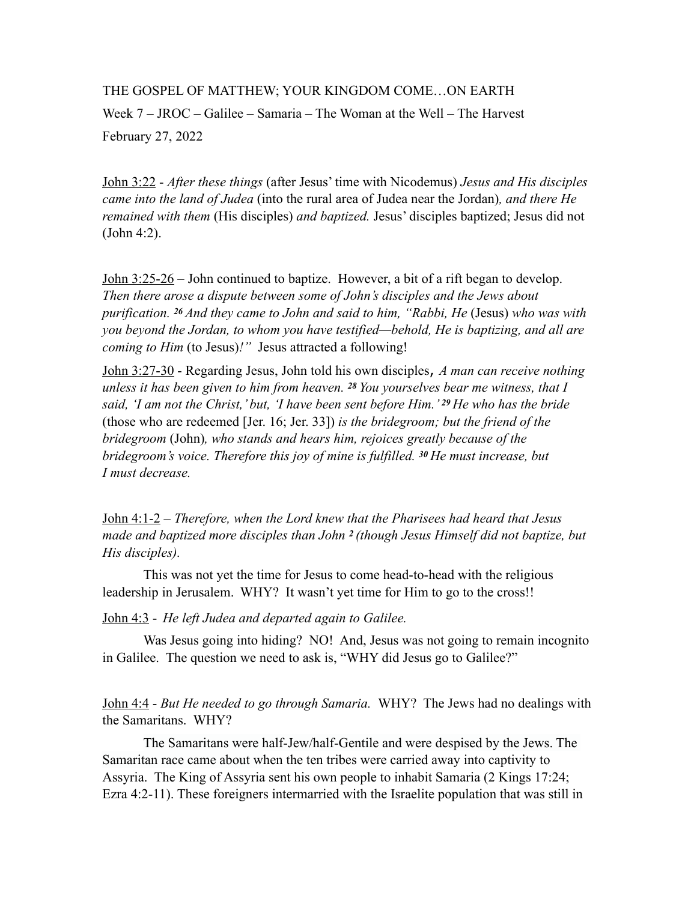THE GOSPEL OF MATTHEW; YOUR KINGDOM COME…ON EARTH

Week 7 – JROC – Galilee – Samaria – The Woman at the Well – The Harvest

February 27, 2022

<u>John 3:22</u> - *After these things* (after Jesus' time with Nicodemus) *Jesus and His disciples came into the land of Judea* (into the rural area of Judea near the Jordan)*, and there He remained with them* (His disciples) *and baptized.* Jesus' disciples baptized; Jesus did not (John 4:2).

<u>John 3:25-26</u> – John continued to baptize. However, a bit of a rift began to develop. *Then there arose a dispute between some of John's disciples and the Jews about purification. 26 And they came to John and said to him, "Rabbi, He* (Jesus) *who was with you beyond the Jordan, to whom you have testified—behold, He is baptizing, and all are coming to Him* (to Jesus)*!"* Jesus attracted a following!

<u>John 3:27-30</u> - Regarding Jesus, John told his own disciples, *A man can receive nothing unless it has been given to him from heaven. 28 You yourselves bear me witness, that I said, 'I am not the Christ,' but, 'I have been sent before Him.' 29 He who has the bride* (those who are redeemed [Jer. 16; Jer. 33]) *is the bridegroom; but the friend of the bridegroom* (John)*, who stands and hears him, rejoices greatly because of the bridegroom's voice. Therefore this joy of mine is fulfilled. 30 He must increase, but I must decrease.*

<u>John 4:1-2</u> – *Therefore, when the Lord knew that the Pharisees had heard that Jesus made and baptized more disciples than John 2 (though Jesus Himself did not baptize, but His disciples).*

This was not yet the time for Jesus to come head-to-head with the religious leadership in Jerusalem. WHY? It wasn't yet time for Him to go to the cross!!

<u>John 4:3</u> - *He left Judea and departed again to Galilee.*

Was Jesus going into hiding? NO! And, Jesus was not going to remain incognito in Galilee. The question we need to ask is, "WHY did Jesus go to Galilee?"

<u>John 4:4</u> - *But He needed to go through Samaria.* WHY? The Jews had no dealings with the Samaritans. WHY?

The Samaritans were half-Jew/half-Gentile and were despised by the Jews. The Samaritan race came about when the ten tribes were carried away into captivity to Assyria. The King of Assyria sent his own people to inhabit Samaria (2 Kings 17:24; Ezra 4:2-11). These foreigners intermarried with the Israelite population that was still in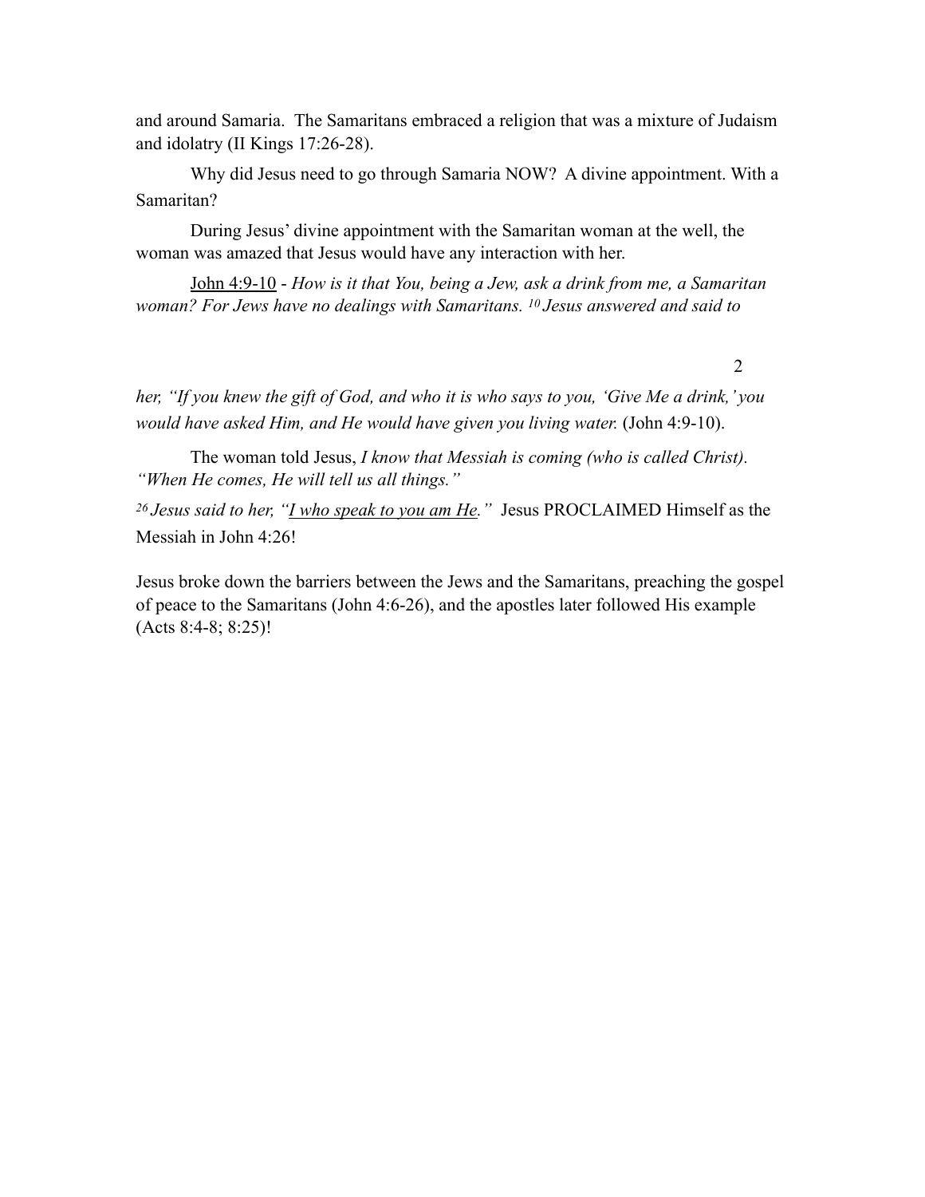and around Samaria. The Samaritans embraced a religion that was a mixture of Judaism and idolatry (II Kings 17:26-28).

Why did Jesus need to go through Samaria NOW? A divine appointment. With a Samaritan?

During Jesus' divine appointment with the Samaritan woman at the well, the woman was amazed that Jesus would have any interaction with her.

<u>John 4:9-10</u> - *How is it that You, being a Jew, ask a drink from me, a Samaritan woman? For Jews have no dealings with Samaritans. 10 Jesus answered and said to her, "If you knew the gift of God, and who it is who says to you, 'Give Me a drink,' you would have asked Him, and He would have given you living water.* (John 4:9-10).

The woman told Jesus, *I know that Messiah is coming (who is called Christ). "When He comes, He will tell us all things."*

*26 Jesus said to her, "<u>I who speak to you am He</u>."* Jesus PROCLAIMED Himself as the Messiah in John 4:26!

Jesus broke down the barriers between the Jews and the Samaritans, preaching the gospel of peace to the Samaritans (John 4:6-26), and the apostles later followed His example (Acts 8:4-8; 8:25)!